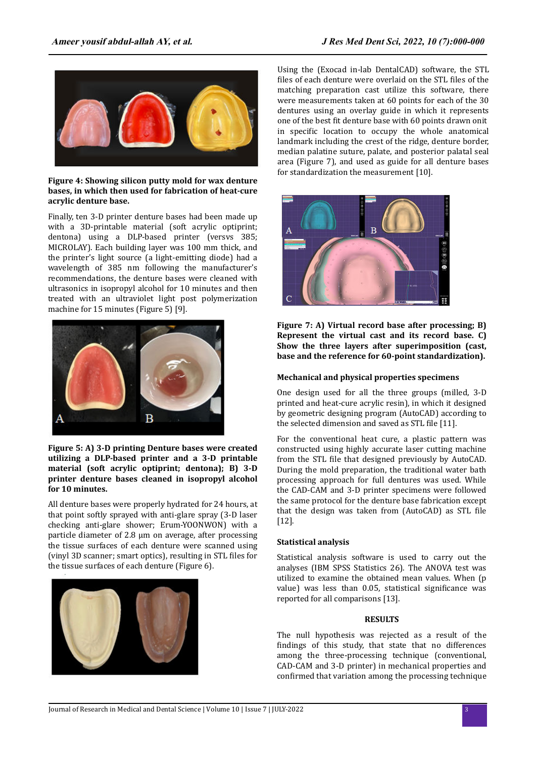**Figure 4: Showing silicon putty mold for wax denture bases, in which then used for fabrication of heat-cure acrylic denture base.**

Finally, ten 3-D printer denture bases had been made up with a 3D-printable material (soft acrylic optiprint; dentona) using a DLP-based printer (versvs 385; MICROLAY). Each building layer was 100 mm thick, and the printer's light source (a light-emitting diode) had a wavelength of 385 nm following the manufacturer's recommendations, the denture bases were cleaned with ultrasonics in isopropyl alcohol for 10 minutes and then treated with an ultraviolet light post polymerization machine for 15 minutes (Figure 5) [9].

**Figure 5: A) 3-D printing Denture bases were created utilizing a DLP-based printer and a 3-D printable material (soft acrylic optiprint; dentona); B) 3-D printer denture bases cleaned in isopropyl alcohol for 10 minutes.**

All denture bases were properly hydrated for 24 hours, at that point softly sprayed with anti-glare spray (3-D laser checking anti-glare shower; Erum-YOONWON) with a particle diameter of 2.8 μm on average, after processing the tissue surfaces of each denture were scanned using (vinyl 3D scanner; smart optics), resulting in STL files for the tissue surfaces of each denture (Figure 6).

Using the (Exocad in-lab DentalCAD) software, the STL files of each denture were overlaid on the STL files of the matching preparation cast utilize this software, there were measurements taken at 60 points for each of the 30 dentures using an overlay guide in which it represents one of the best fit denture base with 60 points drawn onit in specific location to occupy the whole anatomical landmark including the crest of the ridge, denture border, median palatine suture, palate, and posterior palatal seal area (Figure 7), and used as guide for all denture bases for standardization the measurement [10].

**Figure 7: A) Virtual record base after processing; B) Represent the virtual cast and its record base. C) Show the three layers after superimposition (cast, base and the reference for 60-point standardization).**

### Mechanical and physical properties specimens

One design used for all the three groups (milled, 3-D printed and heat-cure acrylic resin), in which it designed by geometric designing program (AutoCAD) according to the selected dimension and saved as STL file [11].

For the conventional heat cure, a plastic pattern was constructed using highly accurate laser cutting machine from the STL file that designed previously by AutoCAD. During the mold preparation, the traditional water bath processing approach for full dentures was used. While the CAD-CAM and 3-D printer specimens were followed the same protocol for the denture base fabrication except that the design was taken from (AutoCAD) as STL file [12].

### Statistical analysis

Statistical analysis software is used to carry out the analyses (IBM SPSS Statistics 26). The ANOVA test was utilized to examine the obtained mean values. When (p value) was less than 0.05, statistical significance was reported for all comparisons [13].

## RESULTS

The null hypothesis was rejected as a result of the findings of this study, that state that no differences among the three-processing technique (conventional, CAD-CAM and 3-D printer) in mechanical properties and confirmed that variation among the processing technique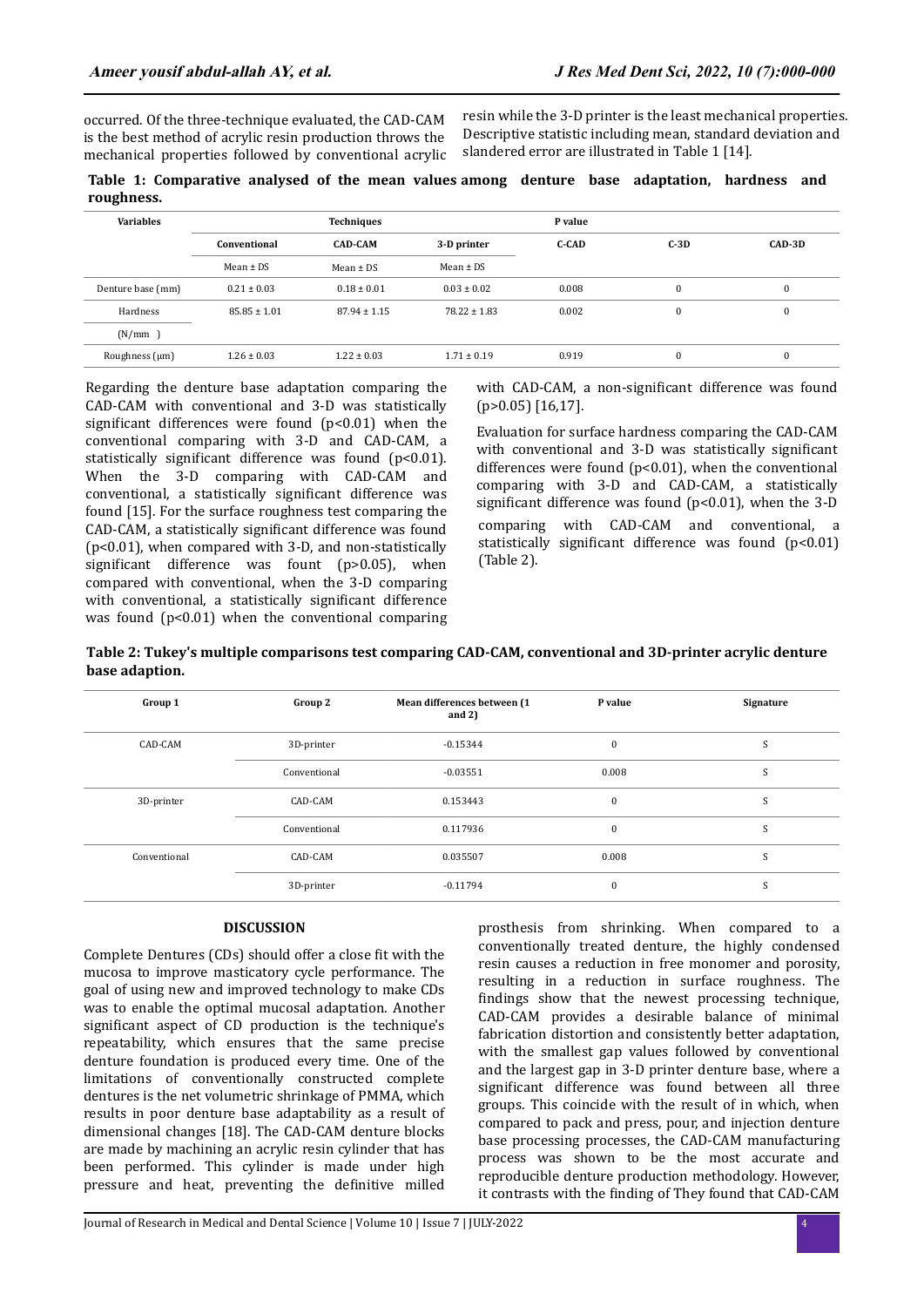occurred. Of the three-technique evaluated, the CAD-CAM is the best method of acrylic resin production throws the mechanical properties followed by conventional acrylic resin while the 3-D printer is the least mechanical properties. Descriptive statistic including mean, standard deviation and slandered error are illustrated in Table 1 [14].

**Table 1: Comparative analysed of the mean values among denture base adaptation, hardness and roughness.**

| Variables | Techniques | | | P value | | |
|---|---|---|---|---|---|---|
| | Conventional | CAD-CAM | 3-D printer | C-CAD | C-3D | CAD-3D |
| | Mean ± DS | Mean ± DS | Mean ± DS | | | |
| Denture base (mm) | 0.21 ± 0.03 | 0.18 ± 0.01 | 0.03 ± 0.02 | 0.008 | 0 | 0 |
| Hardness (N/mm ) | 85.85 ± 1.01 | 87.94 ± 1.15 | 78.22 ± 1.83 | 0.002 | 0 | 0 |
| Roughness (μm) | 1.26 ± 0.03 | 1.22 ± 0.03 | 1.71 ± 0.19 | 0.919 | 0 | 0 |

Regarding the denture base adaptation comparing the CAD-CAM with conventional and 3-D was statistically significant differences were found ($p<0.01$) when the conventional comparing with 3-D and CAD-CAM, a statistically significant difference was found ($p<0.01$). When the 3-D comparing with CAD-CAM and conventional, a statistically significant difference was found [15]. For the surface roughness test comparing the CAD-CAM, a statistically significant difference was found ($p<0.01$), when compared with 3-D, and non-statistically significant difference was fount ($p>0.05$), when compared with conventional, when the 3-D comparing with conventional, a statistically significant difference was found ($p<0.01$) when the conventional comparing with CAD-CAM, a non-significant difference was found ($p>0.05$) [16,17].

Evaluation for surface hardness comparing the CAD-CAM with conventional and 3-D was statistically significant differences were found ($p<0.01$), when the conventional comparing with 3-D and CAD-CAM, a statistically significant difference was found ($p<0.01$), when the 3-D comparing with CAD-CAM and conventional, a statistically significant difference was found ($p<0.01$) (Table 2).

**Table 2: Tukey's multiple comparisons test comparing CAD-CAM, conventional and 3D-printer acrylic denture base adaption.**

| Group 1 | Group 2 | Mean differences between (1 and 2) | P value | Signature |
|---|---|---|---|---|
| CAD-CAM | 3D-printer | -0.15344 | 0 | S |
| | Conventional | -0.03551 | 0.008 | S |
| 3D-printer | CAD-CAM | 0.153443 | 0 | S |
| | Conventional | 0.117936 | 0 | S |
| Conventional | CAD-CAM | 0.035507 | 0.008 | S |
| | 3D-printer | -0.11794 | 0 | S |

## DISCUSSION

Complete Dentures (CDs) should offer a close fit with the mucosa to improve masticatory cycle performance. The goal of using new and improved technology to make CDs was to enable the optimal mucosal adaptation. Another significant aspect of CD production is the technique's repeatability, which ensures that the same precise denture foundation is produced every time. One of the limitations of conventionally constructed complete dentures is the net volumetric shrinkage of PMMA, which results in poor denture base adaptability as a result of dimensional changes [18]. The CAD-CAM denture blocks are made by machining an acrylic resin cylinder that has been performed. This cylinder is made under high pressure and heat, preventing the definitive milled prosthesis from shrinking. When compared to a conventionally treated denture, the highly condensed resin causes a reduction in free monomer and porosity, resulting in a reduction in surface roughness. The findings show that the newest processing technique, CAD-CAM provides a desirable balance of minimal fabrication distortion and consistently better adaptation, with the smallest gap values followed by conventional and the largest gap in 3-D printer denture base, where a significant difference was found between all three groups. This coincide with the result of in which, when compared to pack and press, pour, and injection denture base processing processes, the CAD-CAM manufacturing process was shown to be the most accurate and reproducible denture production methodology. However, it contrasts with the finding of They found that CAD-CAM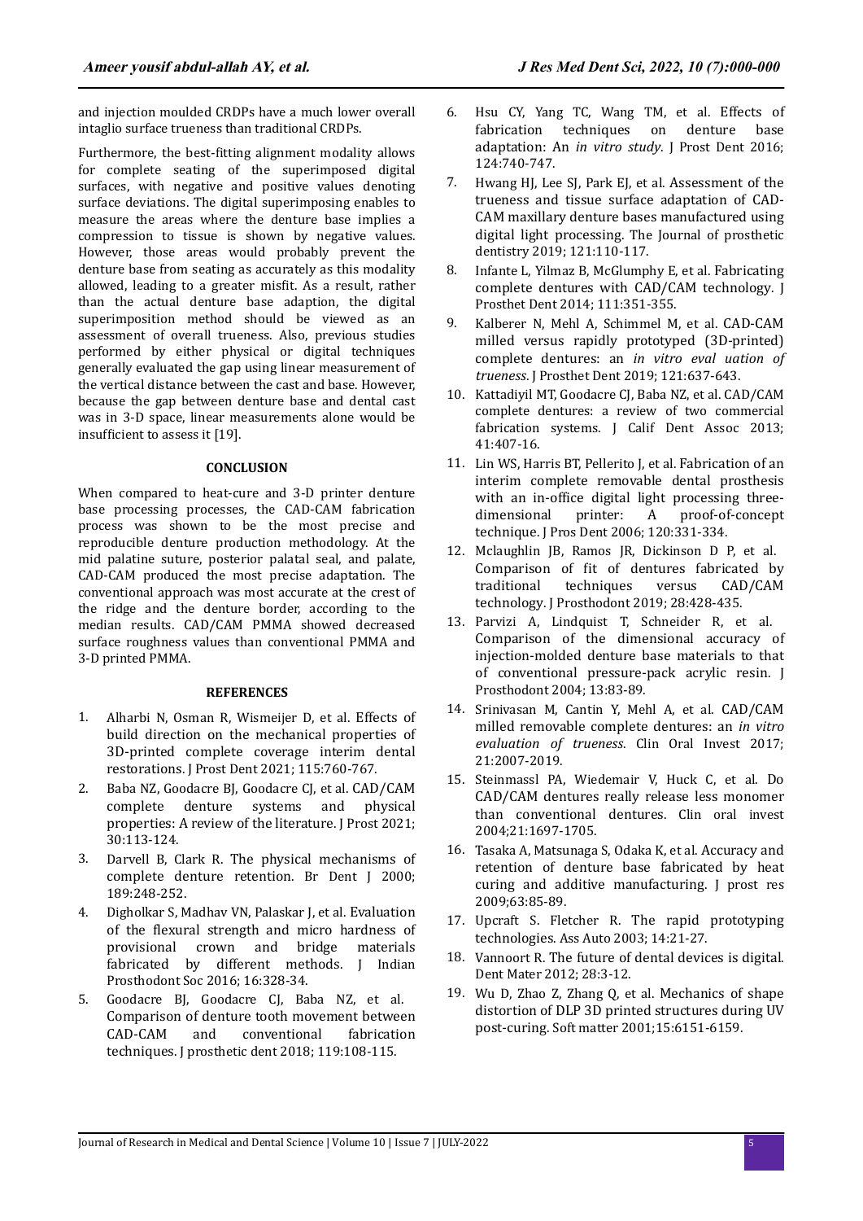and injection moulded CRDPs have a much lower overall intaglio surface trueness than traditional CRDPs.

Furthermore, the best-fitting alignment modality allows for complete seating of the superimposed digital surfaces, with negative and positive values denoting surface deviations. The digital superimposing enables to measure the areas where the denture base implies a compression to tissue is shown by negative values. However, those areas would probably prevent the denture base from seating as accurately as this modality allowed, leading to a greater misfit. As a result, rather than the actual denture base adaption, the digital superimposition method should be viewed as an assessment of overall trueness. Also, previous studies performed by either physical or digital techniques generally evaluated the gap using linear measurement of the vertical distance between the cast and base. However, because the gap between denture base and dental cast was in 3-D space, linear measurements alone would be insufficient to assess it [19].

## CONCLUSION

When compared to heat-cure and 3-D printer denture base processing processes, the CAD-CAM fabrication process was shown to be the most precise and reproducible denture production methodology. At the mid palatine suture, posterior palatal seal, and palate, CAD-CAM produced the most precise adaptation. The conventional approach was most accurate at the crest of the ridge and the denture border, according to the median results. CAD/CAM PMMA showed decreased surface roughness values than conventional PMMA and 3-D printed PMMA.

## REFERENCES

1. Alharbi N, Osman R, Wismeijer D, et al. Effects of build direction on the mechanical properties of 3D-printed complete coverage interim dental restorations. J Prost Dent 2021; 115:760-767.
2. Baba NZ, Goodacre BJ, Goodacre CJ, et al. CAD/CAM complete denture systems and physical properties: A review of the literature. J Prost 2021; 30:113-124.
3. Darvell B, Clark R. The physical mechanisms of complete denture retention. Br Dent J 2000; 189:248-252.
4. Digholkar S, Madhav VN, Palaskar J, et al. Evaluation of the flexural strength and micro hardness of provisional crown and bridge materials fabricated by different methods. J Indian Prosthodont Soc 2016; 16:328-34.
5. Goodacre BJ, Goodacre CJ, Baba NZ, et al. Comparison of denture tooth movement between CAD-CAM and conventional fabrication techniques. J prosthetic dent 2018; 119:108-115.
6. Hsu CY, Yang TC, Wang TM, et al. Effects of fabrication techniques on denture base adaptation: An *in vitro study*. J Prost Dent 2016; 124:740-747.
7. Hwang HJ, Lee SJ, Park EJ, et al. Assessment of the trueness and tissue surface adaptation of CAD-CAM maxillary denture bases manufactured using digital light processing. The Journal of prosthetic dentistry 2019; 121:110-117.
8. Infante L, Yilmaz B, McGlumphy E, et al. Fabricating complete dentures with CAD/CAM technology. J Prosthet Dent 2014; 111:351-355.
9. Kalberer N, Mehl A, Schimmel M, et al. CAD-CAM milled versus rapidly prototyped (3D-printed) complete dentures: an *in vitro eval uation of trueness*. J Prosthet Dent 2019; 121:637-643.
10. Kattadiyil MT, Goodacre CJ, Baba NZ, et al. CAD/CAM complete dentures: a review of two commercial fabrication systems. J Calif Dent Assoc 2013; 41:407-16.
11. Lin WS, Harris BT, Pellerito J, et al. Fabrication of an interim complete removable dental prosthesis with an in-office digital light processing three-dimensional printer: A proof-of-concept technique. J Pros Dent 2006; 120:331-334.
12. Mclaughlin JB, Ramos JR, Dickinson D P, et al. Comparison of fit of dentures fabricated by traditional techniques versus CAD/CAM technology. J Prosthodont 2019; 28:428-435.
13. Parvizi A, Lindquist T, Schneider R, et al. Comparison of the dimensional accuracy of injection-molded denture base materials to that of conventional pressure-pack acrylic resin. J Prosthodont 2004; 13:83-89.
14. Srinivasan M, Cantin Y, Mehl A, et al. CAD/CAM milled removable complete dentures: an *in vitro evaluation of trueness*. Clin Oral Invest 2017; 21:2007-2019.
15. Steinmassl PA, Wiedemair V, Huck C, et al. Do CAD/CAM dentures really release less monomer than conventional dentures. Clin oral invest 2004;21:1697-1705.
16. Tasaka A, Matsunaga S, Odaka K, et al. Accuracy and retention of denture base fabricated by heat curing and additive manufacturing. J prost res 2009;63:85-89.
17. Upcraft S. Fletcher R. The rapid prototyping technologies. Ass Auto 2003; 14:21-27.
18. Vannoort R. The future of dental devices is digital. Dent Mater 2012; 28:3-12.
19. Wu D, Zhao Z, Zhang Q, et al. Mechanics of shape distortion of DLP 3D printed structures during UV post-curing. Soft matter 2001;15:6151-6159.